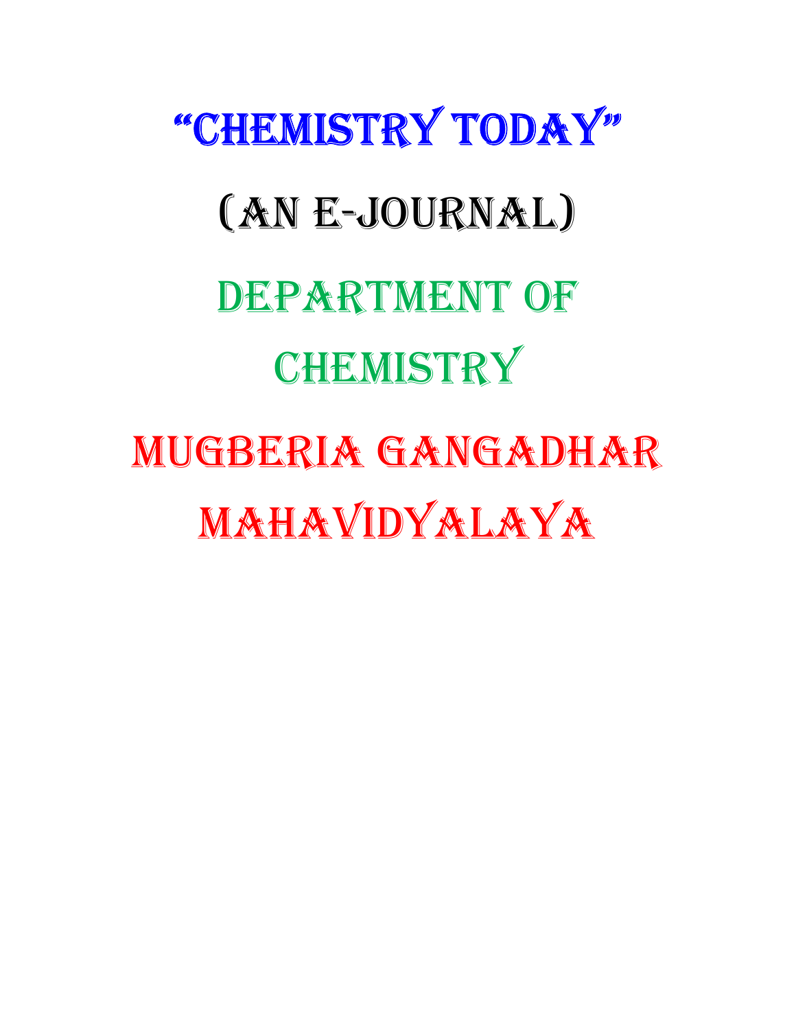# "CHEMISTRY TODAY"

## (AN E-JOURNAL)

## DEPARTMENT OF CHEMISTRY

## MUGBERIA GANGADHAR MAHAVIDYALAYA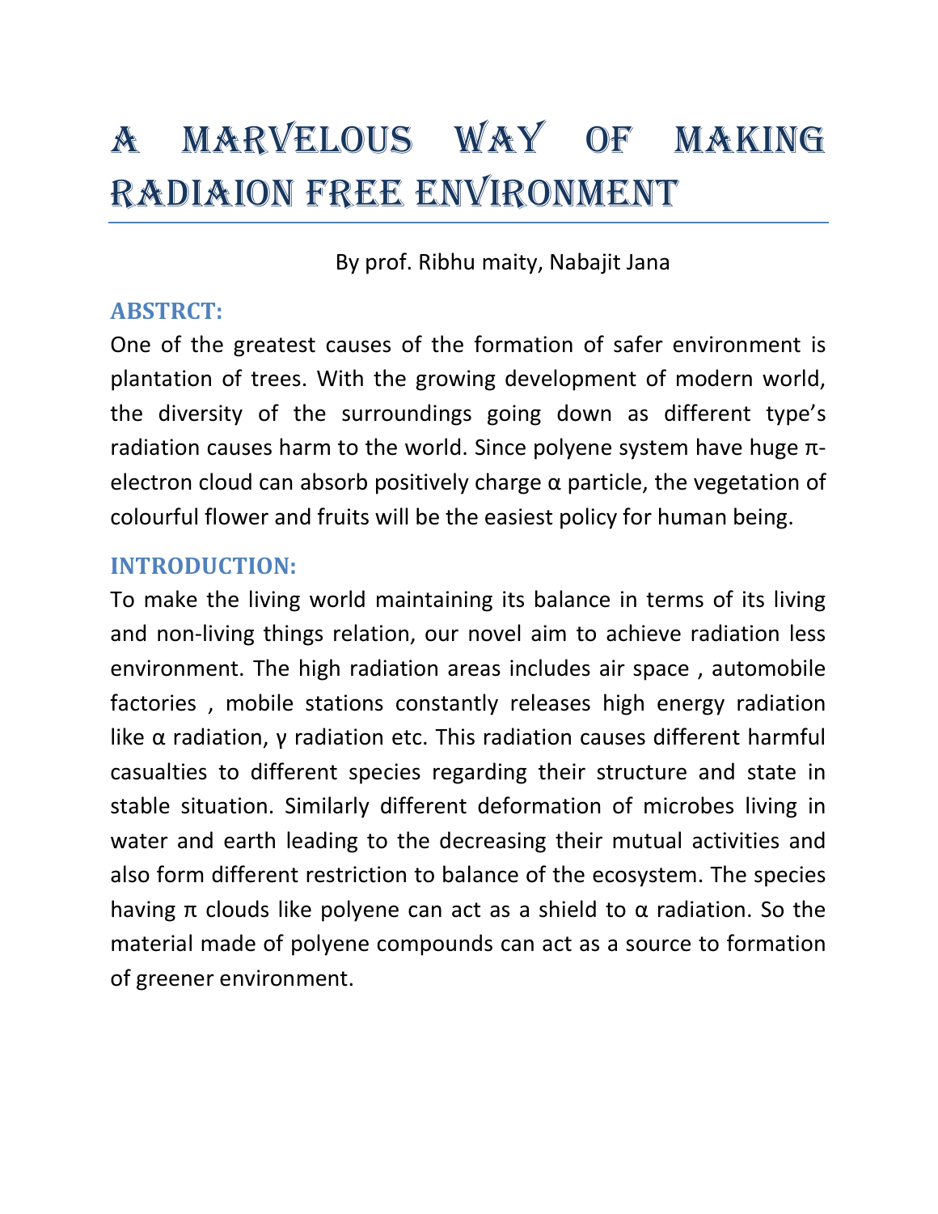# A MARVELOUS WAY OF MAKING RADIAION FREE ENVIRONMENT

By prof. Ribhu maity, Nabajit Jana

## ABSTRCT:

One of the greatest causes of the formation of safer environment is plantation of trees. With the growing development of modern world, the diversity of the surroundings going down as different type's radiation causes harm to the world. Since polyene system have huge π-electron cloud can absorb positively charge α particle, the vegetation of colourful flower and fruits will be the easiest policy for human being.

## INTRODUCTION:

To make the living world maintaining its balance in terms of its living and non-living things relation, our novel aim to achieve radiation less environment. The high radiation areas includes air space , automobile factories , mobile stations constantly releases high energy radiation like α radiation, γ radiation etc. This radiation causes different harmful casualties to different species regarding their structure and state in stable situation. Similarly different deformation of microbes living in water and earth leading to the decreasing their mutual activities and also form different restriction to balance of the ecosystem. The species having π clouds like polyene can act as a shield to α radiation. So the material made of polyene compounds can act as a source to formation of greener environment.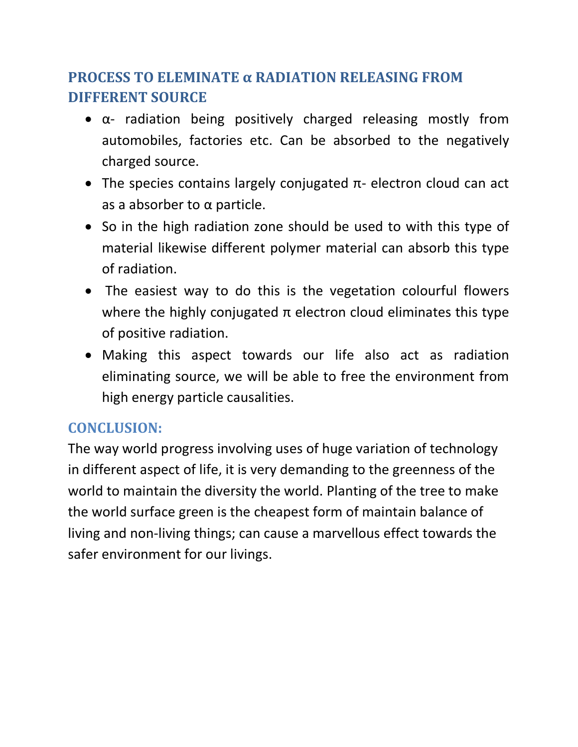## PROCESS TO ELEMINATE α RADIATION RELEASING FROM DIFFERENT SOURCE

- α- radiation being positively charged releasing mostly from automobiles, factories etc. Can be absorbed to the negatively charged source.
- The species contains largely conjugated π- electron cloud can act as a absorber to α particle.
- So in the high radiation zone should be used to with this type of material likewise different polymer material can absorb this type of radiation.
- The easiest way to do this is the vegetation colourful flowers where the highly conjugated π electron cloud eliminates this type of positive radiation.
- Making this aspect towards our life also act as radiation eliminating source, we will be able to free the environment from high energy particle causalities.

## CONCLUSION:

The way world progress involving uses of huge variation of technology in different aspect of life, it is very demanding to the greenness of the world to maintain the diversity the world. Planting of the tree to make the world surface green is the cheapest form of maintain balance of living and non-living things; can cause a marvellous effect towards the safer environment for our livings.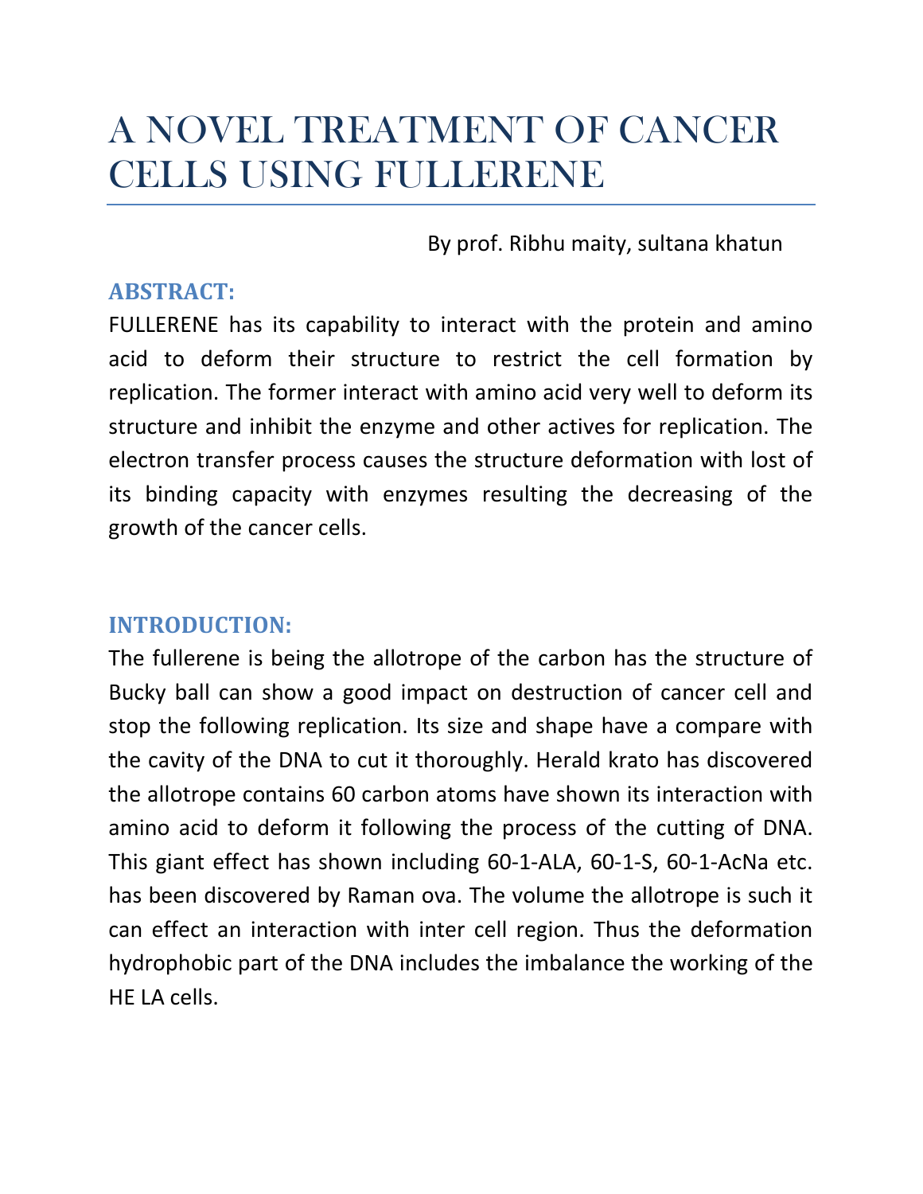# A NOVEL TREATMENT OF CANCER CELLS USING FULLERENE

By prof. Ribhu maity, sultana khatun

## ABSTRACT:

FULLERENE has its capability to interact with the protein and amino acid to deform their structure to restrict the cell formation by replication. The former interact with amino acid very well to deform its structure and inhibit the enzyme and other actives for replication. The electron transfer process causes the structure deformation with lost of its binding capacity with enzymes resulting the decreasing of the growth of the cancer cells.

## INTRODUCTION:

The fullerene is being the allotrope of the carbon has the structure of Bucky ball can show a good impact on destruction of cancer cell and stop the following replication. Its size and shape have a compare with the cavity of the DNA to cut it thoroughly. Herald krato has discovered the allotrope contains 60 carbon atoms have shown its interaction with amino acid to deform it following the process of the cutting of DNA. This giant effect has shown including 60-1-ALA, 60-1-S, 60-1-AcNa etc. has been discovered by Raman ova. The volume the allotrope is such it can effect an interaction with inter cell region. Thus the deformation hydrophobic part of the DNA includes the imbalance the working of the HE LA cells.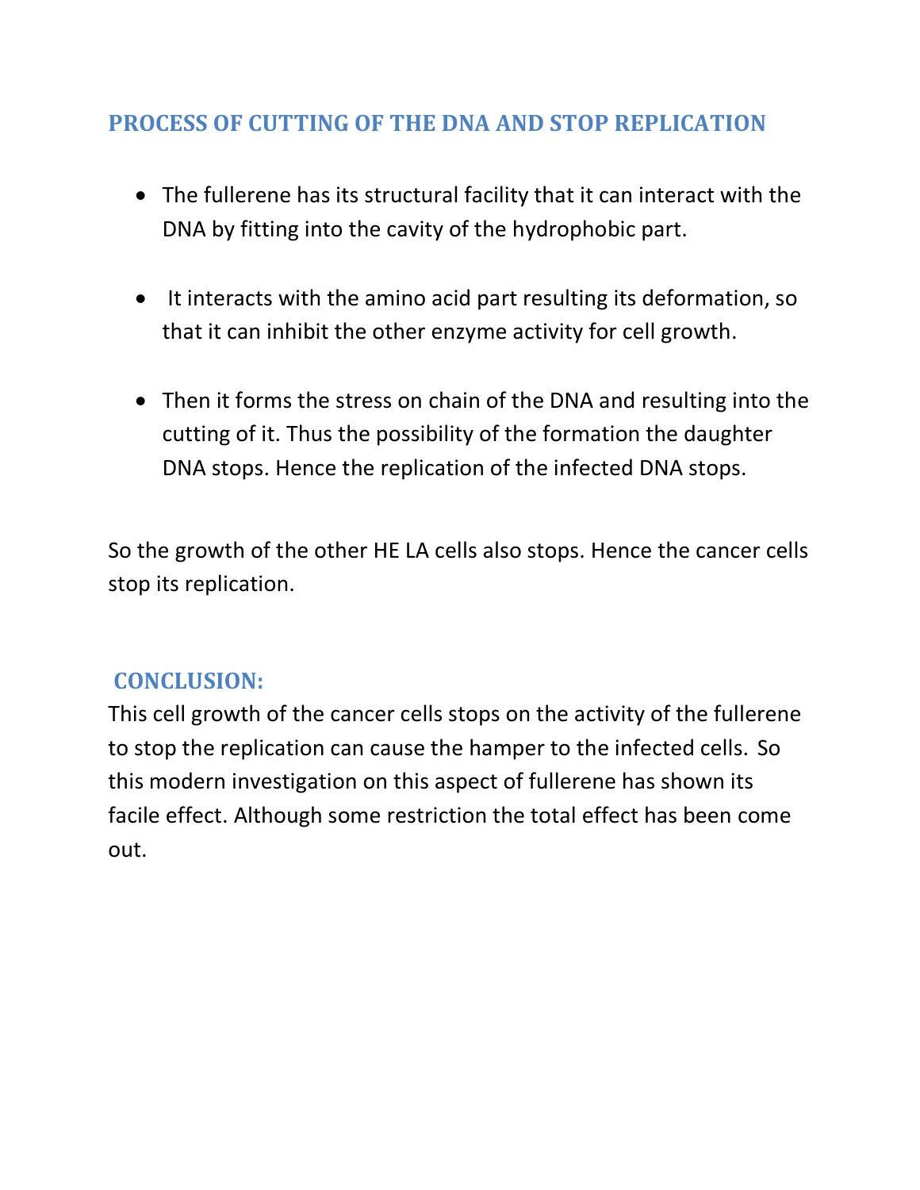## PROCESS OF CUTTING OF THE DNA AND STOP REPLICATION

- The fullerene has its structural facility that it can interact with the DNA by fitting into the cavity of the hydrophobic part.
- It interacts with the amino acid part resulting its deformation, so that it can inhibit the other enzyme activity for cell growth.
- Then it forms the stress on chain of the DNA and resulting into the cutting of it. Thus the possibility of the formation the daughter DNA stops. Hence the replication of the infected DNA stops.

So the growth of the other HE LA cells also stops. Hence the cancer cells stop its replication.

## CONCLUSION:

This cell growth of the cancer cells stops on the activity of the fullerene to stop the replication can cause the hamper to the infected cells. So this modern investigation on this aspect of fullerene has shown its facile effect. Although some restriction the total effect has been come out.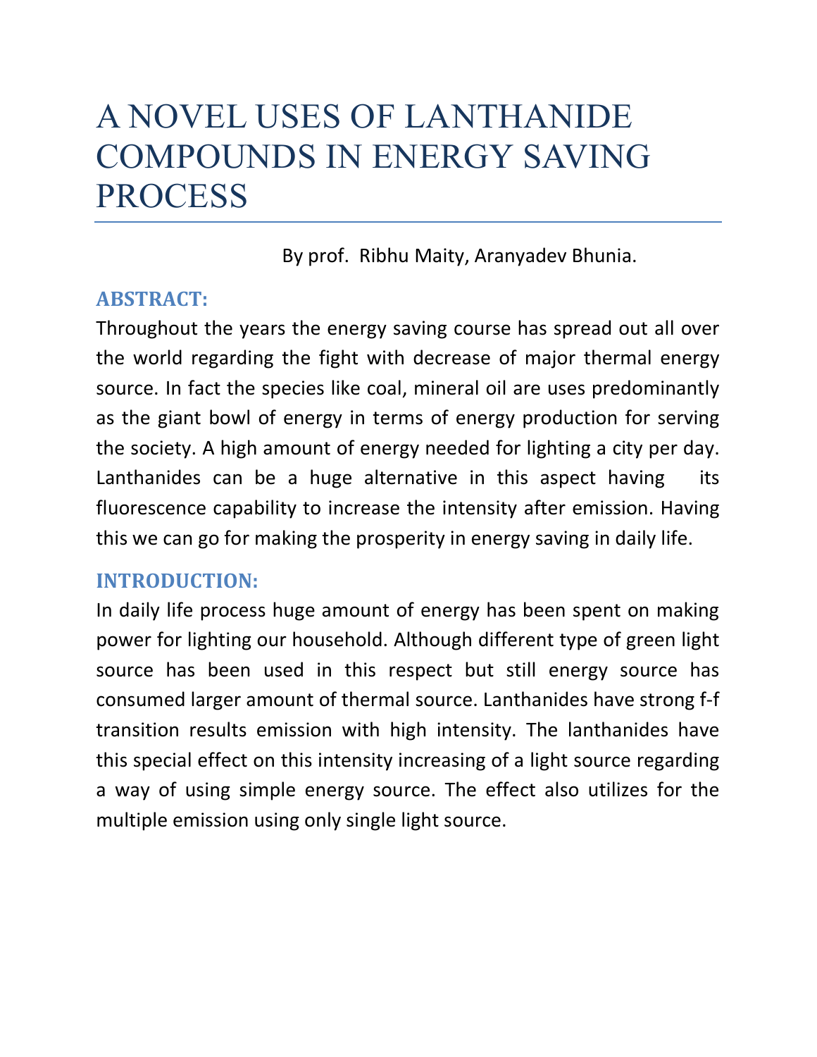# A NOVEL USES OF LANTHANIDE COMPOUNDS IN ENERGY SAVING PROCESS

By prof. Ribhu Maity, Aranyadev Bhunia.

## ABSTRACT:

Throughout the years the energy saving course has spread out all over the world regarding the fight with decrease of major thermal energy source. In fact the species like coal, mineral oil are uses predominantly as the giant bowl of energy in terms of energy production for serving the society. A high amount of energy needed for lighting a city per day. Lanthanides can be a huge alternative in this aspect having its fluorescence capability to increase the intensity after emission. Having this we can go for making the prosperity in energy saving in daily life.

## INTRODUCTION:

In daily life process huge amount of energy has been spent on making power for lighting our household. Although different type of green light source has been used in this respect but still energy source has consumed larger amount of thermal source. Lanthanides have strong f-f transition results emission with high intensity. The lanthanides have this special effect on this intensity increasing of a light source regarding a way of using simple energy source. The effect also utilizes for the multiple emission using only single light source.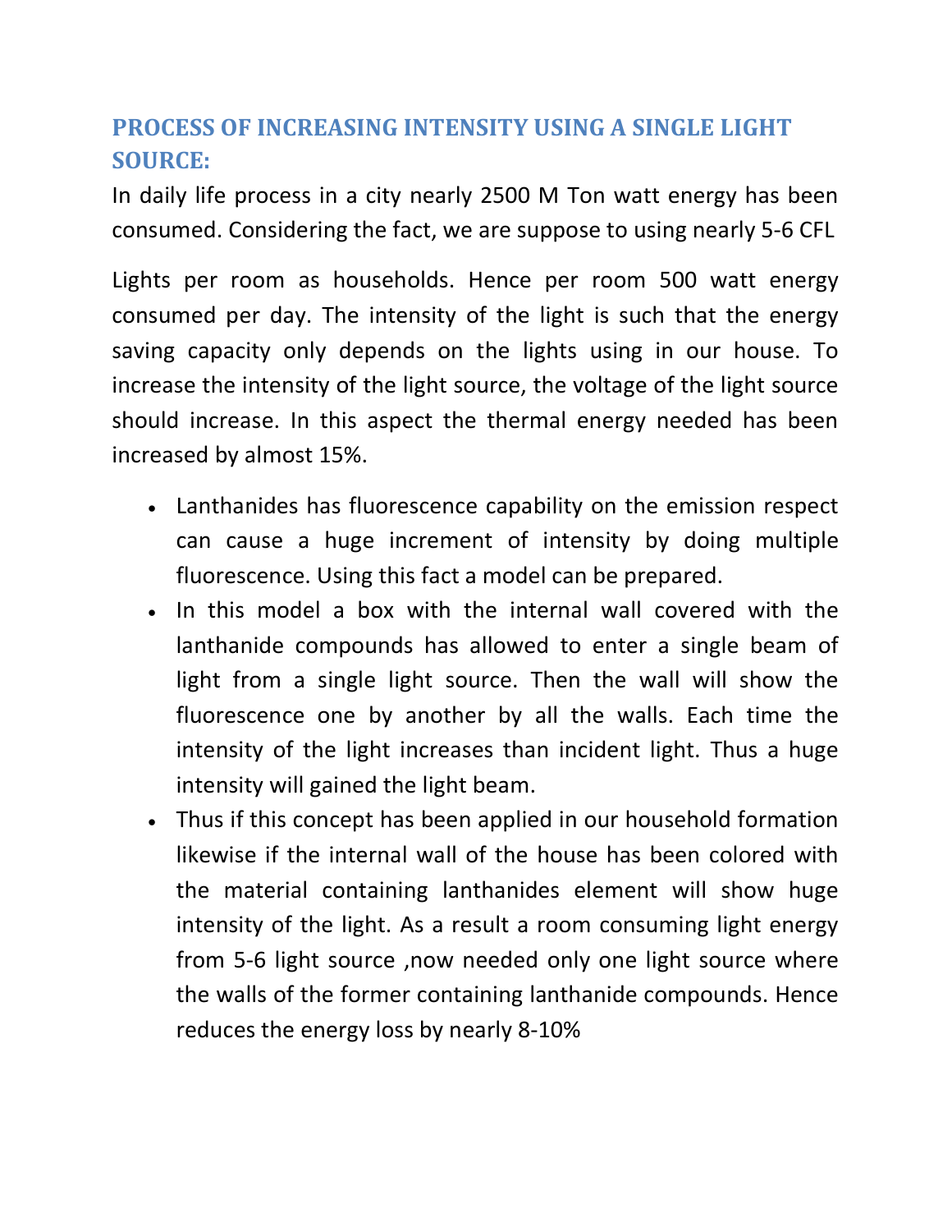## PROCESS OF INCREASING INTENSITY USING A SINGLE LIGHT SOURCE:

In daily life process in a city nearly 2500 M Ton watt energy has been consumed. Considering the fact, we are suppose to using nearly 5-6 CFL

Lights per room as households. Hence per room 500 watt energy consumed per day. The intensity of the light is such that the energy saving capacity only depends on the lights using in our house. To increase the intensity of the light source, the voltage of the light source should increase. In this aspect the thermal energy needed has been increased by almost 15%.

- Lanthanides has fluorescence capability on the emission respect can cause a huge increment of intensity by doing multiple fluorescence. Using this fact a model can be prepared.
- In this model a box with the internal wall covered with the lanthanide compounds has allowed to enter a single beam of light from a single light source. Then the wall will show the fluorescence one by another by all the walls. Each time the intensity of the light increases than incident light. Thus a huge intensity will gained the light beam.
- Thus if this concept has been applied in our household formation likewise if the internal wall of the house has been colored with the material containing lanthanides element will show huge intensity of the light. As a result a room consuming light energy from 5-6 light source ,now needed only one light source where the walls of the former containing lanthanide compounds. Hence reduces the energy loss by nearly 8-10%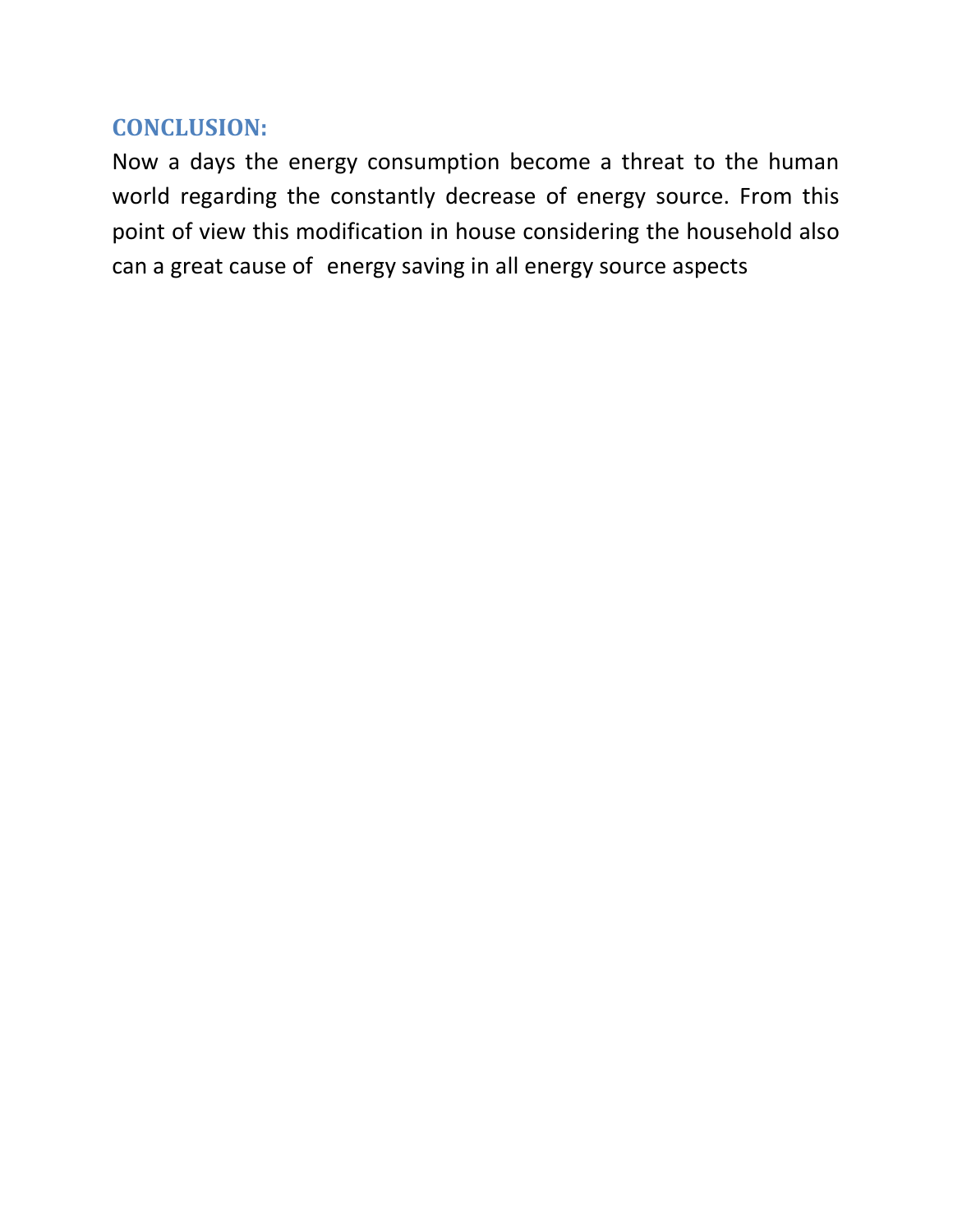## CONCLUSION:

Now a days the energy consumption become a threat to the human world regarding the constantly decrease of energy source. From this point of view this modification in house considering the household also can a great cause of energy saving in all energy source aspects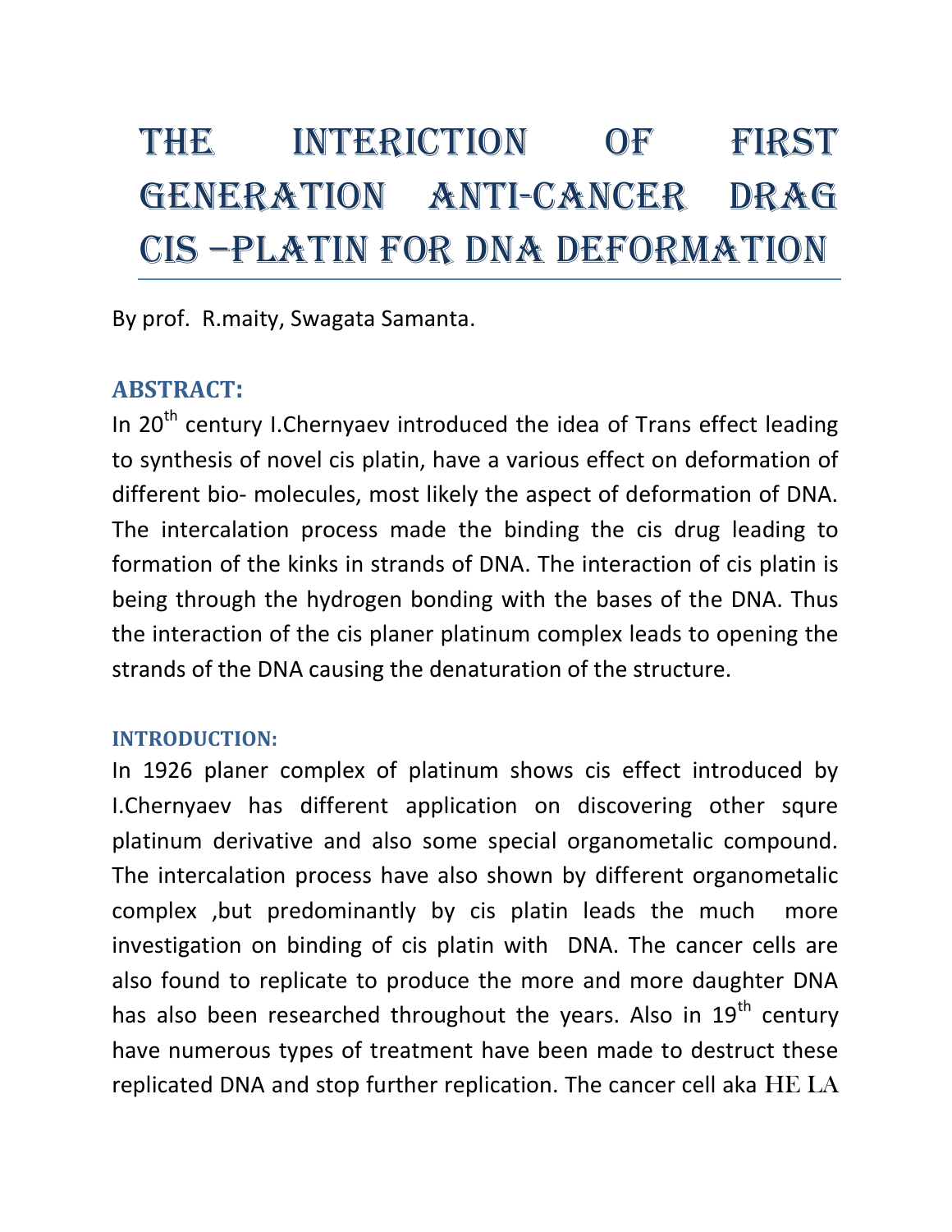# The interiction of first generation anti-cancer drag cis –platin for DNA deformation

By prof. R.maity, Swagata Samanta.

## ABSTRACT:

In 20th century I.Chernyaev introduced the idea of Trans effect leading to synthesis of novel cis platin, have a various effect on deformation of different bio- molecules, most likely the aspect of deformation of DNA. The intercalation process made the binding the cis drug leading to formation of the kinks in strands of DNA. The interaction of cis platin is being through the hydrogen bonding with the bases of the DNA. Thus the interaction of the cis planer platinum complex leads to opening the strands of the DNA causing the denaturation of the structure.

### INTRODUCTION:

In 1926 planer complex of platinum shows cis effect introduced by I.Chernyaev has different application on discovering other squre platinum derivative and also some special organometalic compound. The intercalation process have also shown by different organometalic complex ,but predominantly by cis platin leads the much more investigation on binding of cis platin with DNA. The cancer cells are also found to replicate to produce the more and more daughter DNA has also been researched throughout the years. Also in 19th century have numerous types of treatment have been made to destruct these replicated DNA and stop further replication. The cancer cell aka HE LA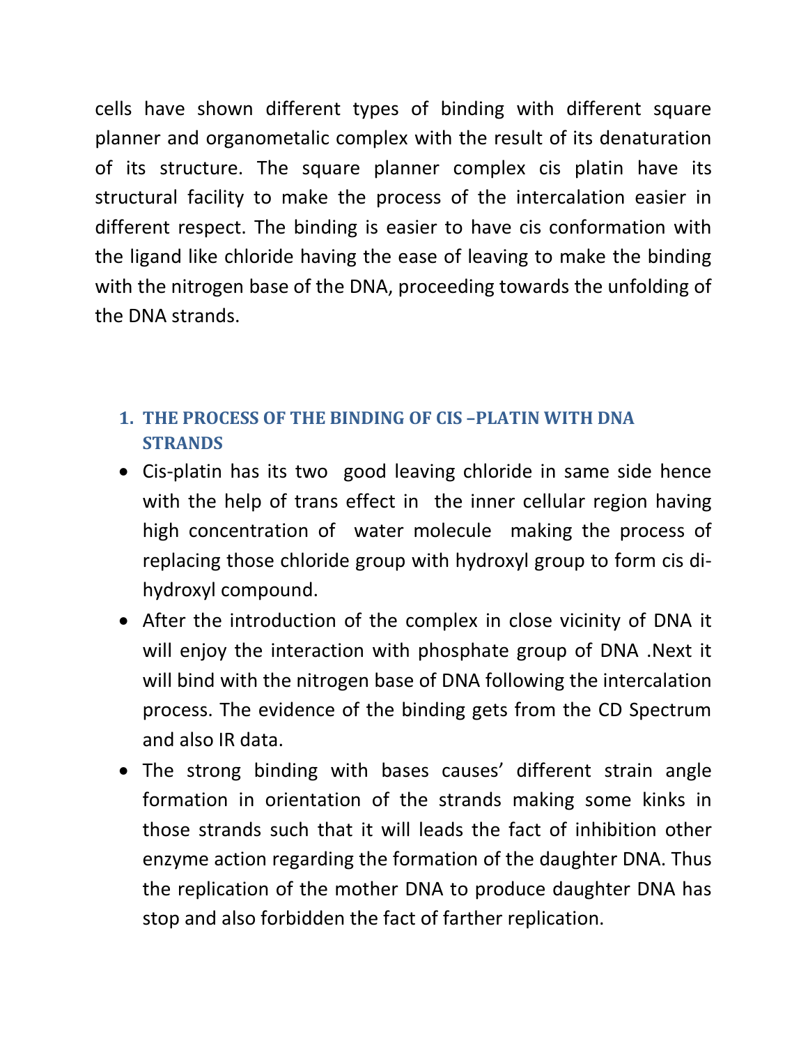cells have shown different types of binding with different square planner and organometalic complex with the result of its denaturation of its structure. The square planner complex cis platin have its structural facility to make the process of the intercalation easier in different respect. The binding is easier to have cis conformation with the ligand like chloride having the ease of leaving to make the binding with the nitrogen base of the DNA, proceeding towards the unfolding of the DNA strands.

## 1. THE PROCESS OF THE BINDING OF CIS –PLATIN WITH DNA STRANDS

- Cis-platin has its two good leaving chloride in same side hence with the help of trans effect in the inner cellular region having high concentration of water molecule making the process of replacing those chloride group with hydroxyl group to form cis di-hydroxyl compound.
- After the introduction of the complex in close vicinity of DNA it will enjoy the interaction with phosphate group of DNA .Next it will bind with the nitrogen base of DNA following the intercalation process. The evidence of the binding gets from the CD Spectrum and also IR data.
- The strong binding with bases causes' different strain angle formation in orientation of the strands making some kinks in those strands such that it will leads the fact of inhibition other enzyme action regarding the formation of the daughter DNA. Thus the replication of the mother DNA to produce daughter DNA has stop and also forbidden the fact of farther replication.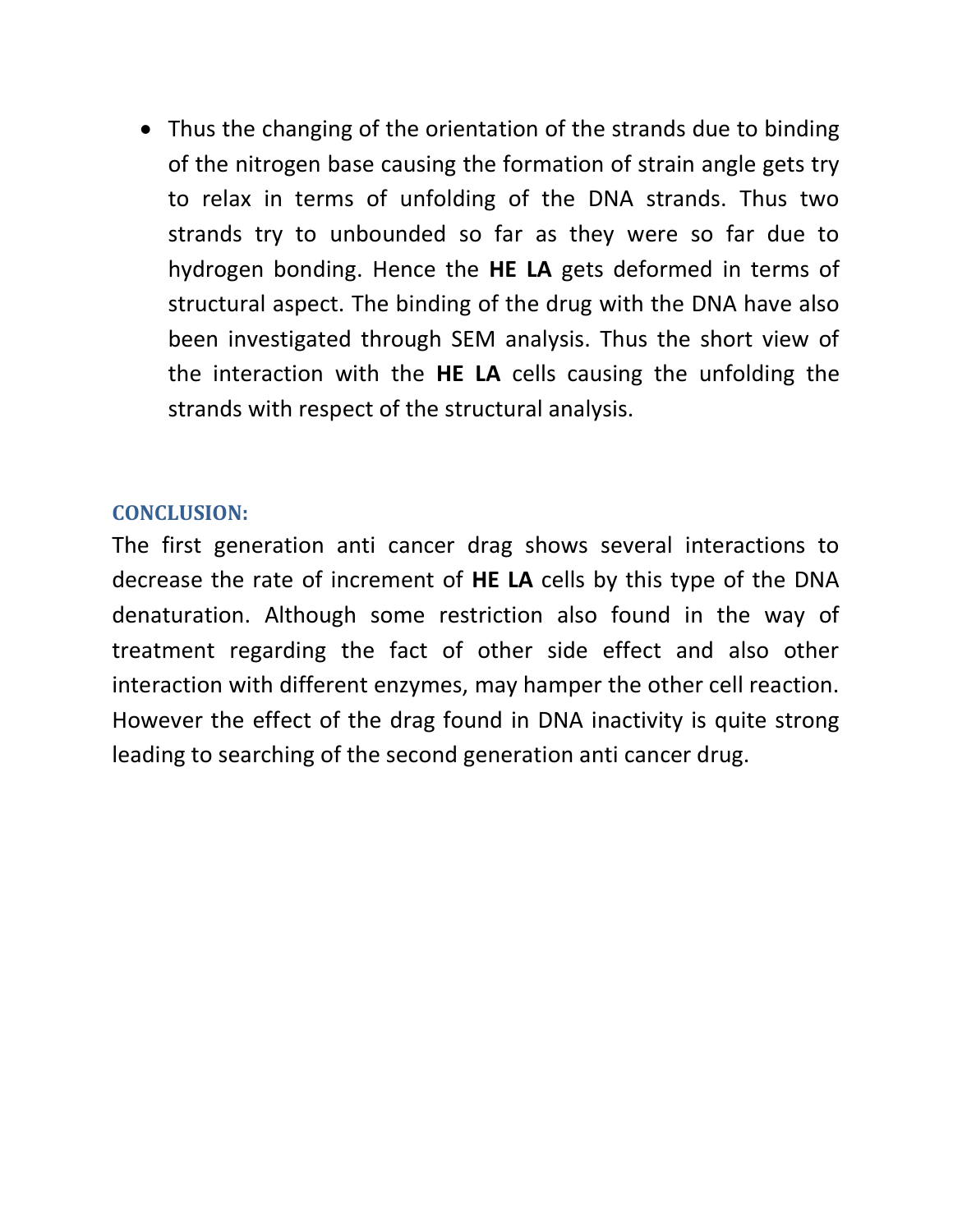- Thus the changing of the orientation of the strands due to binding of the nitrogen base causing the formation of strain angle gets try to relax in terms of unfolding of the DNA strands. Thus two strands try to unbounded so far as they were so far due to hydrogen bonding. Hence the **HE LA** gets deformed in terms of structural aspect. The binding of the drug with the DNA have also been investigated through SEM analysis. Thus the short view of the interaction with the **HE LA** cells causing the unfolding the strands with respect of the structural analysis.

## CONCLUSION:

The first generation anti cancer drag shows several interactions to decrease the rate of increment of **HE LA** cells by this type of the DNA denaturation. Although some restriction also found in the way of treatment regarding the fact of other side effect and also other interaction with different enzymes, may hamper the other cell reaction. However the effect of the drag found in DNA inactivity is quite strong leading to searching of the second generation anti cancer drug.